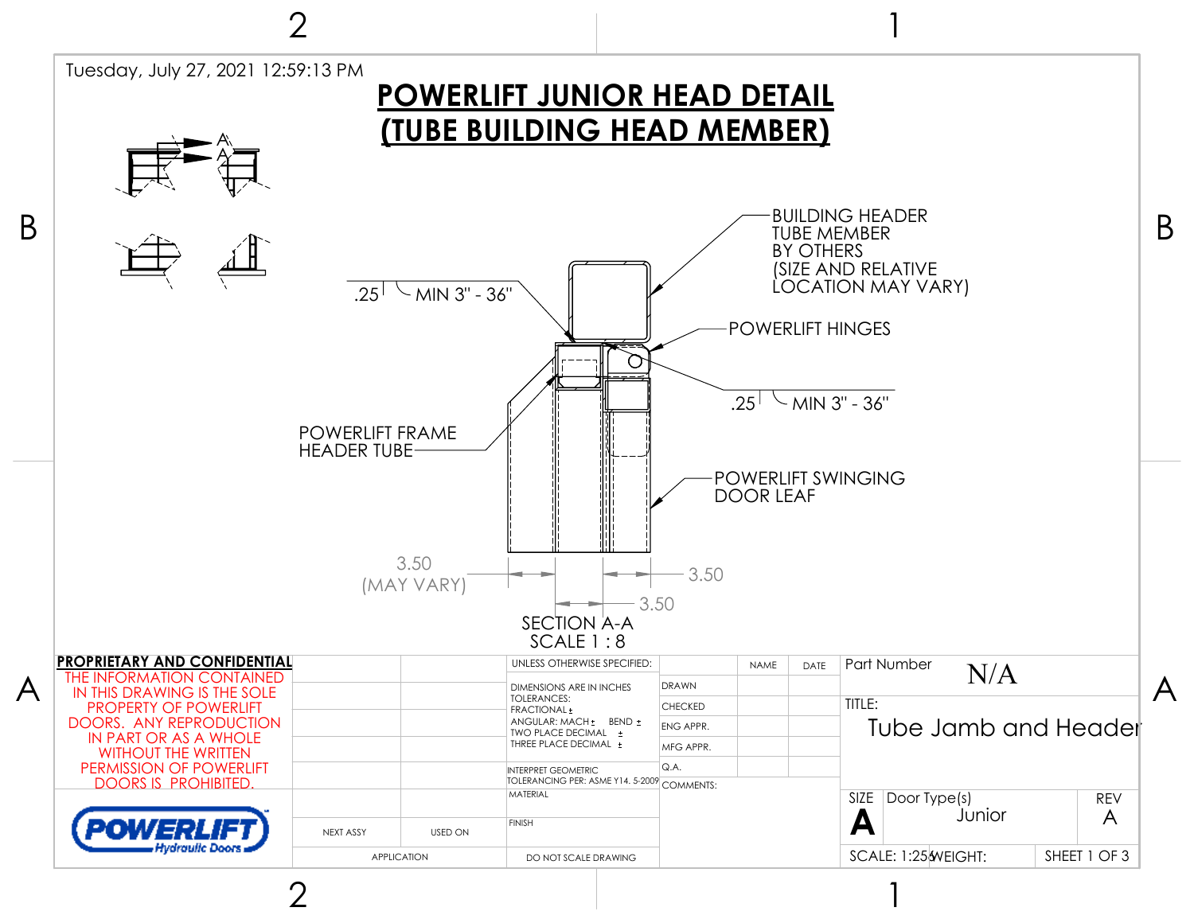Tuesday, July 27, 2021 12:59:13 PM

# POWERLIFT JUNIOR HEAD DETAIL
# (TUBE BUILDING HEAD MEMBER)

BUILDING HEADER TUBE MEMBER BY OTHERS (SIZE AND RELATIVE LOCATION MAY VARY)

POWERLIFT HINGES

.25 MIN 3" - 36"

.25 MIN 3" - 36"

POWERLIFT FRAME HEADER TUBE

POWERLIFT SWINGING DOOR LEAF

3.50 (MAY VARY)

3.50

3.50

SECTION A-A
SCALE 1 : 8

**PROPRIETARY AND CONFIDENTIAL**

THE INFORMATION CONTAINED IN THIS DRAWING IS THE SOLE PROPERTY OF POWERLIFT DOORS. ANY REPRODUCTION IN PART OR AS A WHOLE WITHOUT THE WRITTEN PERMISSION OF POWERLIFT DOORS IS PROHIBITED.

POWERLIFT Hydraulic Doors

| NEXT ASSY | USED ON |
|---|---|
| APPLICATION | |

UNLESS OTHERWISE SPECIFIED:
DIMENSIONS ARE IN INCHES
TOLERANCES:
FRACTIONAL ±
ANGULAR: MACH ± BEND ±
TWO PLACE DECIMAL ±
THREE PLACE DECIMAL ±

INTERPRET GEOMETRIC TOLERANCING PER: ASME Y14. 5-2009

MATERIAL

FINISH

DO NOT SCALE DRAWING

| | NAME | DATE |
|---|---|---|
| DRAWN | | |
| CHECKED | | |
| ENG APPR. | | |
| MFG APPR. | | |
| Q.A. | | |

COMMENTS:

Part Number: N/A

TITLE: Tube Jamb and Header

SIZE: A | Door Type(s): Junior | REV: A

SCALE: 1:25 | WEIGHT: | SHEET 1 OF 3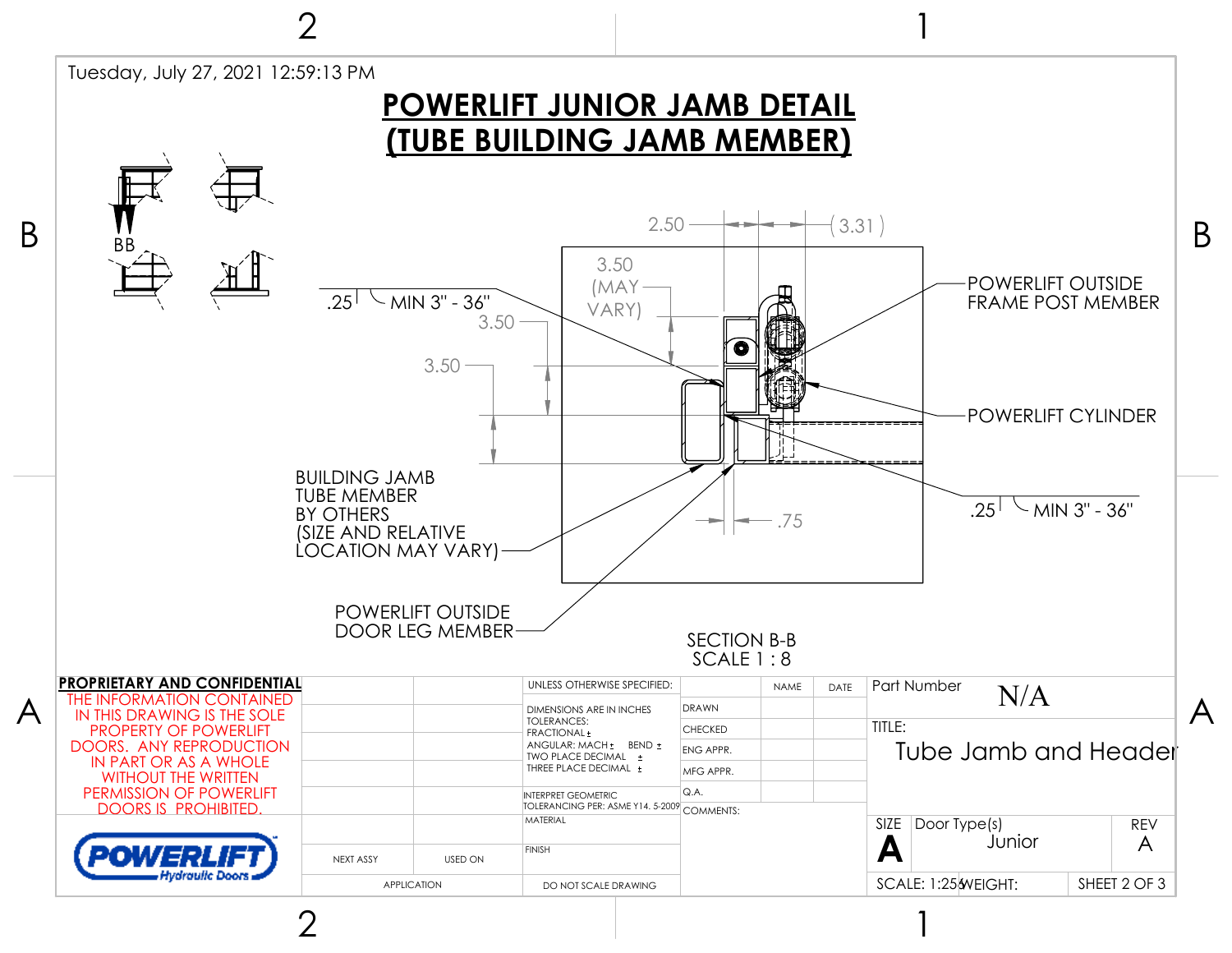Tuesday, July 27, 2021 12:59:13 PM

# POWERLIFT JUNIOR JAMB DETAIL
# (TUBE BUILDING JAMB MEMBER)

BB

2.50 (3.31)

3.50 (MAY VARY)

.25 MIN 3" - 36"

3.50

3.50

POWERLIFT OUTSIDE FRAME POST MEMBER

POWERLIFT CYLINDER

.25 MIN 3" - 36"

.75

BUILDING JAMB TUBE MEMBER BY OTHERS (SIZE AND RELATIVE LOCATION MAY VARY)

POWERLIFT OUTSIDE DOOR LEG MEMBER

SECTION B-B
SCALE 1 : 8

**PROPRIETARY AND CONFIDENTIAL**

THE INFORMATION CONTAINED IN THIS DRAWING IS THE SOLE PROPERTY OF POWERLIFT DOORS. ANY REPRODUCTION IN PART OR AS A WHOLE WITHOUT THE WRITTEN PERMISSION OF POWERLIFT DOORS IS PROHIBITED.

POWERLIFT Hydraulic Doors

| NEXT ASSY | USED ON |
|---|---|
| APPLICATION | |

UNLESS OTHERWISE SPECIFIED:
DIMENSIONS ARE IN INCHES
TOLERANCES:
FRACTIONAL ±
ANGULAR: MACH ± BEND ±
TWO PLACE DECIMAL ±
THREE PLACE DECIMAL ±

INTERPRET GEOMETRIC TOLERANCING PER: ASME Y14. 5-2009

MATERIAL

FINISH

DO NOT SCALE DRAWING

| | NAME | DATE |
|---|---|---|
| DRAWN | | |
| CHECKED | | |
| ENG APPR. | | |
| MFG APPR. | | |
| Q.A. | | |

COMMENTS:

Part Number: N/A

TITLE: Tube Jamb and Header

SIZE: A | Door Type(s): Junior | REV: A

SCALE: 1:256 | WEIGHT: | SHEET 2 OF 3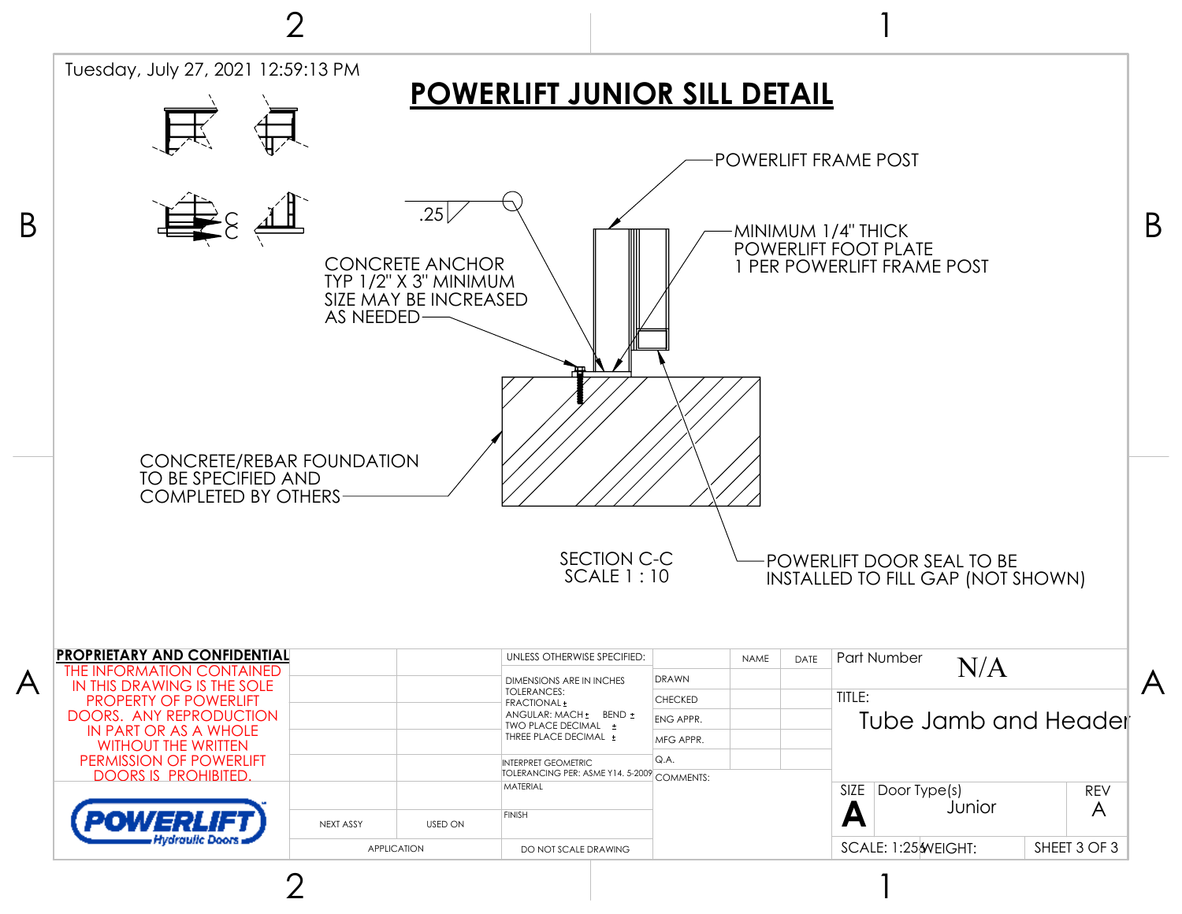Tuesday, July 27, 2021 12:59:13 PM

# POWERLIFT JUNIOR SILL DETAIL

POWERLIFT FRAME POST

MINIMUM 1/4" THICK
POWERLIFT FOOT PLATE
1 PER POWERLIFT FRAME POST

.25

CONCRETE ANCHOR
TYP 1/2" X 3" MINIMUM
SIZE MAY BE INCREASED
AS NEEDED

CONCRETE/REBAR FOUNDATION
TO BE SPECIFIED AND
COMPLETED BY OTHERS

SECTION C-C
SCALE 1 : 10

POWERLIFT DOOR SEAL TO BE
INSTALLED TO FILL GAP (NOT SHOWN)

C
C

**PROPRIETARY AND CONFIDENTIAL**

THE INFORMATION CONTAINED IN THIS DRAWING IS THE SOLE PROPERTY OF POWERLIFT DOORS. ANY REPRODUCTION IN PART OR AS A WHOLE WITHOUT THE WRITTEN PERMISSION OF POWERLIFT DOORS IS PROHIBITED.

POWERLIFT Hydraulic Doors

| | |
|---|---|
| NEXT ASSY | USED ON |
| APPLICATION | |

UNLESS OTHERWISE SPECIFIED:
DIMENSIONS ARE IN INCHES
TOLERANCES:
FRACTIONAL ±
ANGULAR: MACH ± BEND ±
TWO PLACE DECIMAL ±
THREE PLACE DECIMAL ±
INTERPRET GEOMETRIC TOLERANCING PER: ASME Y14. 5-2009
MATERIAL
FINISH
DO NOT SCALE DRAWING

| | NAME | DATE |
|---|---|---|
| DRAWN | | |
| CHECKED | | |
| ENG APPR. | | |
| MFG APPR. | | |
| Q.A. | | |

COMMENTS:

Part Number N/A

TITLE:
Tube Jamb and Header

| SIZE | Door Type(s) | REV |
|---|---|---|
| A | Junior | A |

SCALE: 1:25 WEIGHT: SHEET 3 OF 3